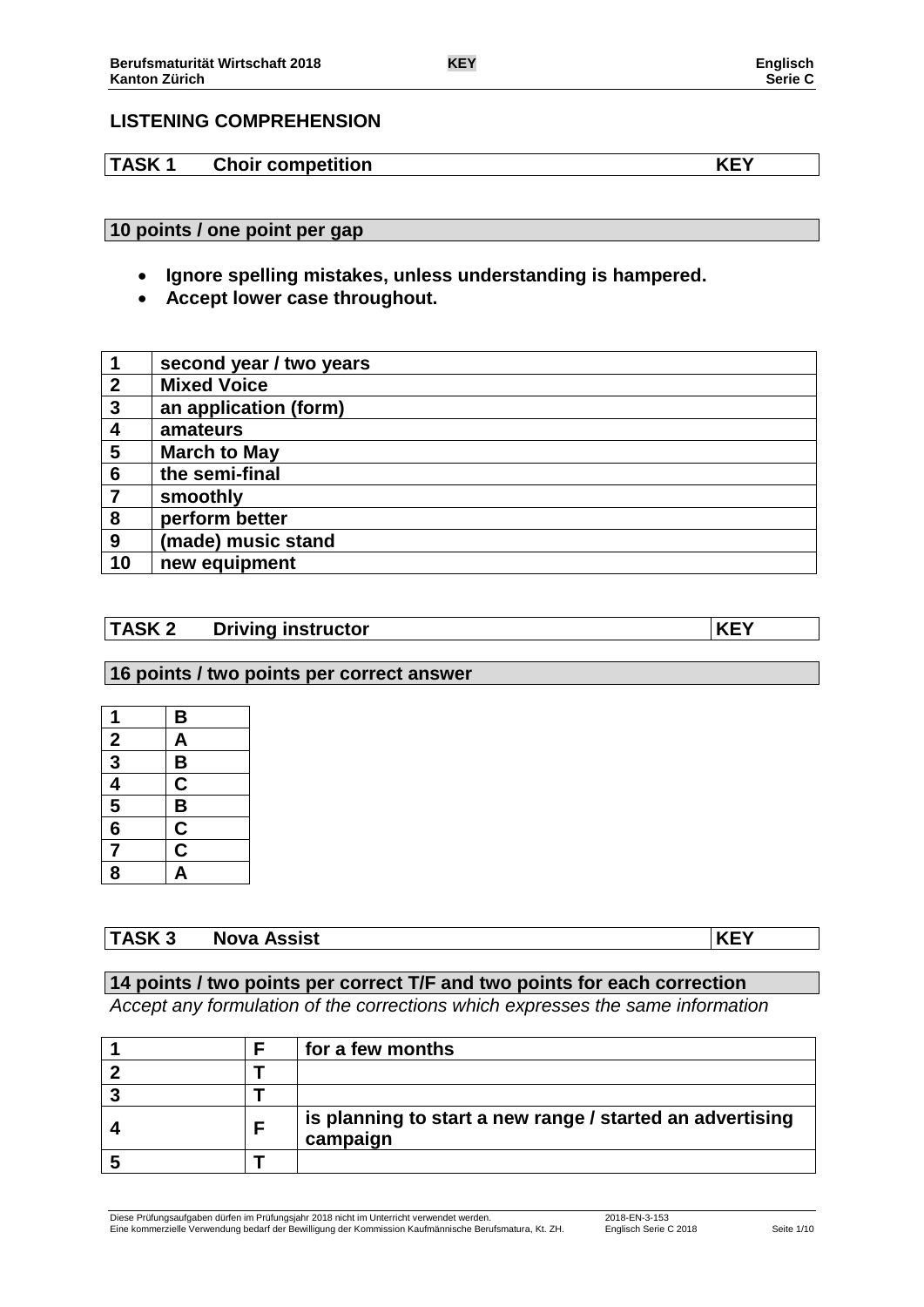## LISTENING COMPREHENSION

| TASK 1 | Choir competition | KEY |
|---|---|---|

**10 points / one point per gap**

- **Ignore spelling mistakes, unless understanding is hampered.**
- **Accept lower case throughout.**

| | |
|---|---|
| 1 | second year / two years |
| 2 | Mixed Voice |
| 3 | an application (form) |
| 4 | amateurs |
| 5 | March to May |
| 6 | the semi-final |
| 7 | smoothly |
| 8 | perform better |
| 9 | (made) music stand |
| 10 | new equipment |

| TASK 2 | Driving instructor | KEY |
|---|---|---|

**16 points / two points per correct answer**

| | |
|---|---|
| 1 | B |
| 2 | A |
| 3 | B |
| 4 | C |
| 5 | B |
| 6 | C |
| 7 | C |
| 8 | A |

| TASK 3 | Nova Assist | KEY |
|---|---|---|

**14 points / two points per correct T/F and two points for each correction**

*Accept any formulation of the corrections which expresses the same information*

| | | |
|---|---|---|
| 1 | F | for a few months |
| 2 | T | |
| 3 | T | |
| 4 | F | is planning to start a new range / started an advertising campaign |
| 5 | T | |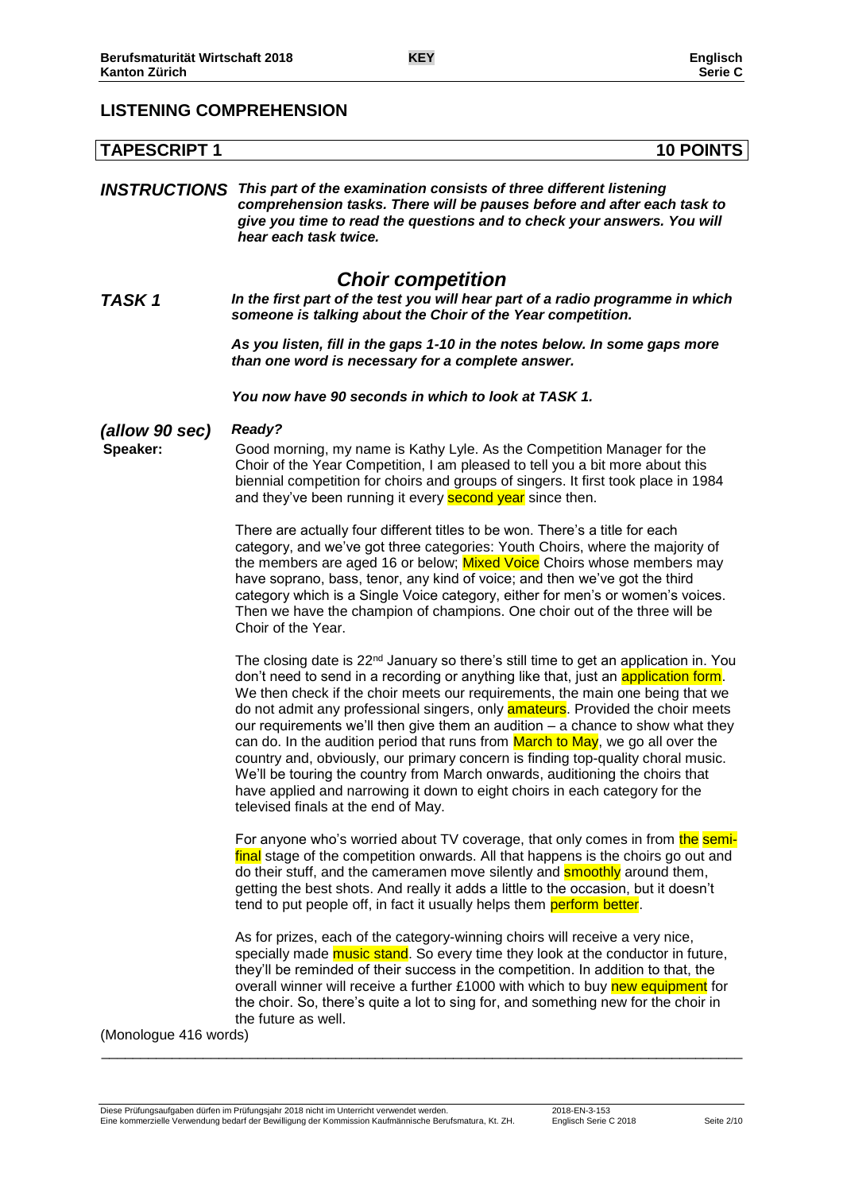## LISTENING COMPREHENSION

## TAPESCRIPT 1 — 10 POINTS

***INSTRUCTIONS*** ***This part of the examination consists of three different listening comprehension tasks. There will be pauses before and after each task to give you time to read the questions and to check your answers. You will hear each task twice.***

### *Choir competition*

***TASK 1*** ***In the first part of the test you will hear part of a radio programme in which someone is talking about the Choir of the Year competition.***

***As you listen, fill in the gaps 1-10 in the notes below. In some gaps more than one word is necessary for a complete answer.***

***You now have 90 seconds in which to look at TASK 1.***

***(allow 90 sec)*** ***Ready?***

**Speaker:** Good morning, my name is Kathy Lyle. As the Competition Manager for the Choir of the Year Competition, I am pleased to tell you a bit more about this biennial competition for choirs and groups of singers. It first took place in 1984 and they've been running it every second year since then.

There are actually four different titles to be won. There's a title for each category, and we've got three categories: Youth Choirs, where the majority of the members are aged 16 or below; Mixed Voice Choirs whose members may have soprano, bass, tenor, any kind of voice; and then we've got the third category which is a Single Voice category, either for men's or women's voices. Then we have the champion of champions. One choir out of the three will be Choir of the Year.

The closing date is 22nd January so there's still time to get an application in. You don't need to send in a recording or anything like that, just an application form. We then check if the choir meets our requirements, the main one being that we do not admit any professional singers, only amateurs. Provided the choir meets our requirements we'll then give them an audition – a chance to show what they can do. In the audition period that runs from March to May, we go all over the country and, obviously, our primary concern is finding top-quality choral music. We'll be touring the country from March onwards, auditioning the choirs that have applied and narrowing it down to eight choirs in each category for the televised finals at the end of May.

For anyone who's worried about TV coverage, that only comes in from the semi-final stage of the competition onwards. All that happens is the choirs go out and do their stuff, and the cameramen move silently and smoothly around them, getting the best shots. And really it adds a little to the occasion, but it doesn't tend to put people off, in fact it usually helps them perform better.

As for prizes, each of the category-winning choirs will receive a very nice, specially made music stand. So every time they look at the conductor in future, they'll be reminded of their success in the competition. In addition to that, the overall winner will receive a further £1000 with which to buy new equipment for the choir. So, there's quite a lot to sing for, and something new for the choir in the future as well.

(Monologue 416 words)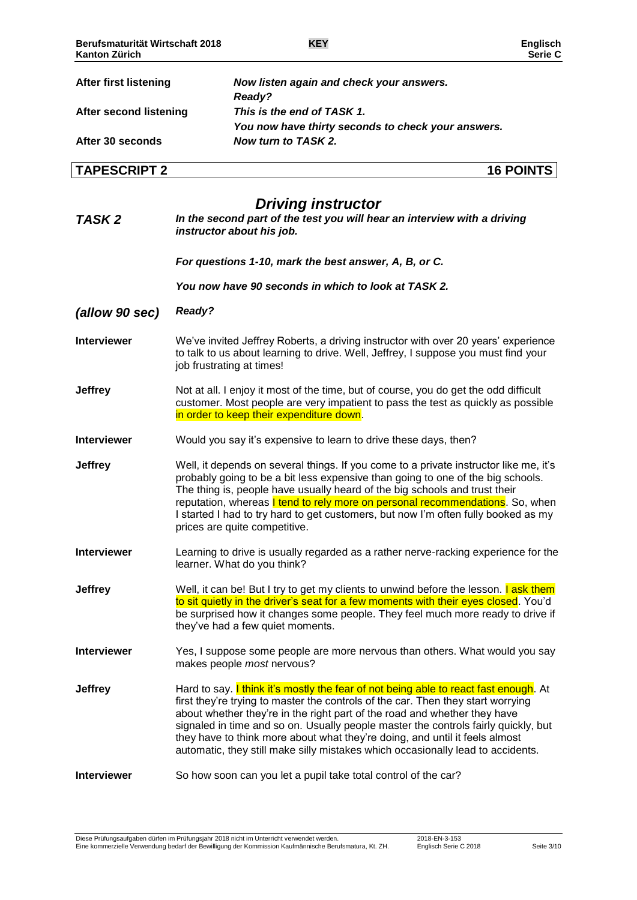| | |
|---|---|
| **After first listening** | ***Now listen again and check your answers.*** |
| | ***Ready?*** |
| **After second listening** | ***This is the end of TASK 1.*** |
| | ***You now have thirty seconds to check your answers.*** |
| **After 30 seconds** | ***Now turn to TASK 2.*** |

## TAPESCRIPT 2 — 16 POINTS

### *Driving instructor*

***TASK 2*** — ***In the second part of the test you will hear an interview with a driving instructor about his job.***

***For questions 1-10, mark the best answer, A, B, or C.***

***You now have 90 seconds in which to look at TASK 2.***

***(allow 90 sec)*** ***Ready?***

**Interviewer** We've invited Jeffrey Roberts, a driving instructor with over 20 years' experience to talk to us about learning to drive. Well, Jeffrey, I suppose you must find your job frustrating at times!

**Jeffrey** Not at all. I enjoy it most of the time, but of course, you do get the odd difficult customer. Most people are very impatient to pass the test as quickly as possible in order to keep their expenditure down.

**Interviewer** Would you say it's expensive to learn to drive these days, then?

**Jeffrey** Well, it depends on several things. If you come to a private instructor like me, it's probably going to be a bit less expensive than going to one of the big schools. The thing is, people have usually heard of the big schools and trust their reputation, whereas I tend to rely more on personal recommendations. So, when I started I had to try hard to get customers, but now I'm often fully booked as my prices are quite competitive.

**Interviewer** Learning to drive is usually regarded as a rather nerve-racking experience for the learner. What do you think?

**Jeffrey** Well, it can be! But I try to get my clients to unwind before the lesson. I ask them to sit quietly in the driver's seat for a few moments with their eyes closed. You'd be surprised how it changes some people. They feel much more ready to drive if they've had a few quiet moments.

**Interviewer** Yes, I suppose some people are more nervous than others. What would you say makes people *most* nervous?

**Jeffrey** Hard to say. I think it's mostly the fear of not being able to react fast enough. At first they're trying to master the controls of the car. Then they start worrying about whether they're in the right part of the road and whether they have signaled in time and so on. Usually people master the controls fairly quickly, but they have to think more about what they're doing, and until it feels almost automatic, they still make silly mistakes which occasionally lead to accidents.

**Interviewer** So how soon can you let a pupil take total control of the car?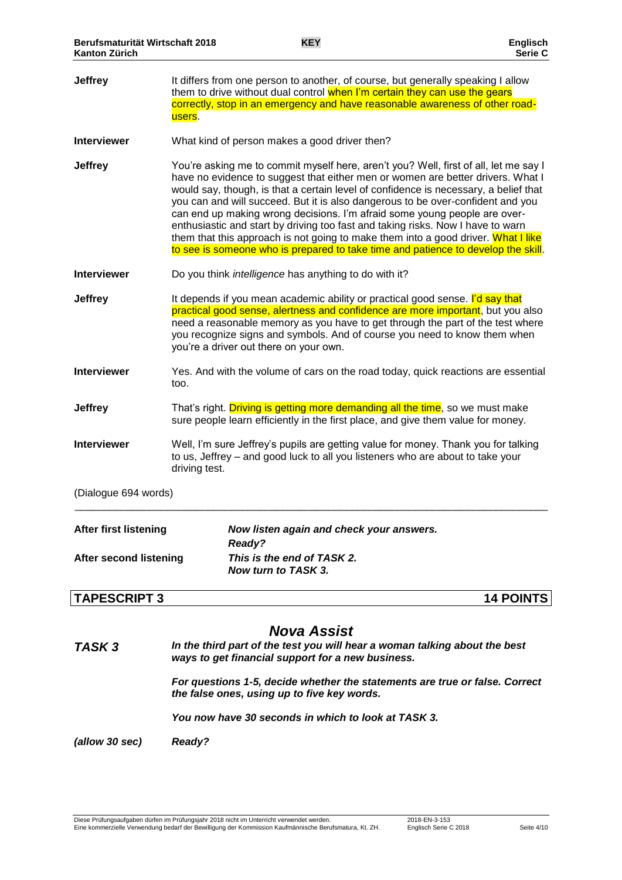**Jeffrey** It differs from one person to another, of course, but generally speaking I allow them to drive without dual control when I'm certain they can use the gears correctly, stop in an emergency and have reasonable awareness of other road-users.

**Interviewer** What kind of person makes a good driver then?

**Jeffrey** You're asking me to commit myself here, aren't you? Well, first of all, let me say I have no evidence to suggest that either men or women are better drivers. What I would say, though, is that a certain level of confidence is necessary, a belief that you can and will succeed. But it is also dangerous to be over-confident and you can end up making wrong decisions. I'm afraid some young people are over-enthusiastic and start by driving too fast and taking risks. Now I have to warn them that this approach is not going to make them into a good driver. What I like to see is someone who is prepared to take time and patience to develop the skill.

**Interviewer** Do you think *intelligence* has anything to do with it?

**Jeffrey** It depends if you mean academic ability or practical good sense. I'd say that practical good sense, alertness and confidence are more important, but you also need a reasonable memory as you have to get through the part of the test where you recognize signs and symbols. And of course you need to know them when you're a driver out there on your own.

**Interviewer** Yes. And with the volume of cars on the road today, quick reactions are essential too.

**Jeffrey** That's right. Driving is getting more demanding all the time, so we must make sure people learn efficiently in the first place, and give them value for money.

**Interviewer** Well, I'm sure Jeffrey's pupils are getting value for money. Thank you for talking to us, Jeffrey – and good luck to all you listeners who are about to take your driving test.

(Dialogue 694 words)

---

**After first listening** ***Now listen again and check your answers. Ready?***

**After second listening** ***This is the end of TASK 2. Now turn to TASK 3.***

## TAPESCRIPT 3 — 14 POINTS

### *Nova Assist*

***TASK 3*** ***In the third part of the test you will hear a woman talking about the best ways to get financial support for a new business.***

***For questions 1-5, decide whether the statements are true or false. Correct the false ones, using up to five key words.***

***You now have 30 seconds in which to look at TASK 3.***

***(allow 30 sec)*** ***Ready?***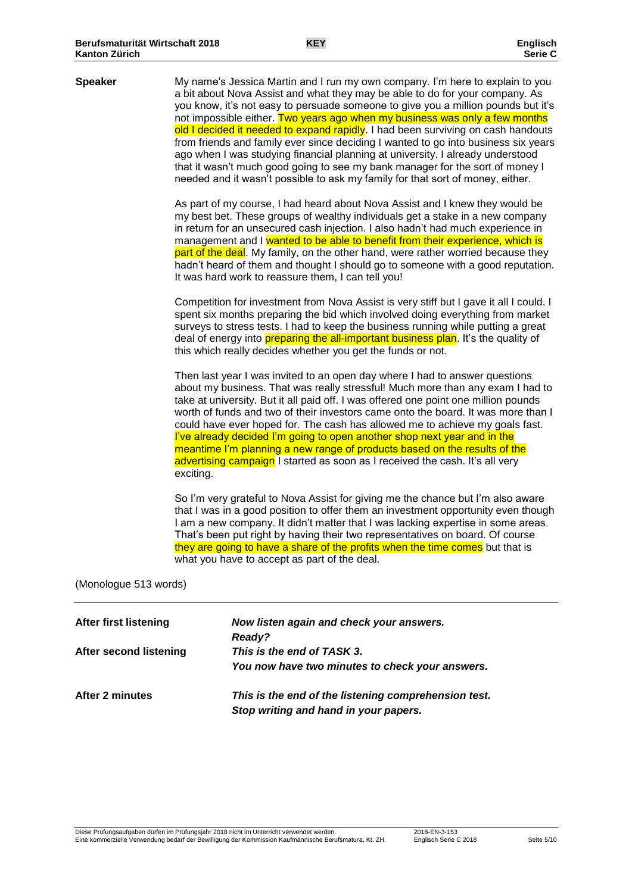**Speaker**

My name's Jessica Martin and I run my own company. I'm here to explain to you a bit about Nova Assist and what they may be able to do for your company. As you know, it's not easy to persuade someone to give you a million pounds but it's not impossible either. Two years ago when my business was only a few months old I decided it needed to expand rapidly. I had been surviving on cash handouts from friends and family ever since deciding I wanted to go into business six years ago when I was studying financial planning at university. I already understood that it wasn't much good going to see my bank manager for the sort of money I needed and it wasn't possible to ask my family for that sort of money, either.

As part of my course, I had heard about Nova Assist and I knew they would be my best bet. These groups of wealthy individuals get a stake in a new company in return for an unsecured cash injection. I also hadn't had much experience in management and I wanted to be able to benefit from their experience, which is part of the deal. My family, on the other hand, were rather worried because they hadn't heard of them and thought I should go to someone with a good reputation. It was hard work to reassure them, I can tell you!

Competition for investment from Nova Assist is very stiff but I gave it all I could. I spent six months preparing the bid which involved doing everything from market surveys to stress tests. I had to keep the business running while putting a great deal of energy into preparing the all-important business plan. It's the quality of this which really decides whether you get the funds or not.

Then last year I was invited to an open day where I had to answer questions about my business. That was really stressful! Much more than any exam I had to take at university. But it all paid off. I was offered one point one million pounds worth of funds and two of their investors came onto the board. It was more than I could have ever hoped for. The cash has allowed me to achieve my goals fast. I've already decided I'm going to open another shop next year and in the meantime I'm planning a new range of products based on the results of the advertising campaign I started as soon as I received the cash. It's all very exciting.

So I'm very grateful to Nova Assist for giving me the chance but I'm also aware that I was in a good position to offer them an investment opportunity even though I am a new company. It didn't matter that I was lacking expertise in some areas. That's been put right by having their two representatives on board. Of course they are going to have a share of the profits when the time comes but that is what you have to accept as part of the deal.

(Monologue 513 words)

| | |
|---|---|
| **After first listening** | ***Now listen again and check your answers.*** ***Ready?*** |
| **After second listening** | ***This is the end of TASK 3.*** ***You now have two minutes to check your answers.*** |
| **After 2 minutes** | ***This is the end of the listening comprehension test.*** ***Stop writing and hand in your papers.*** |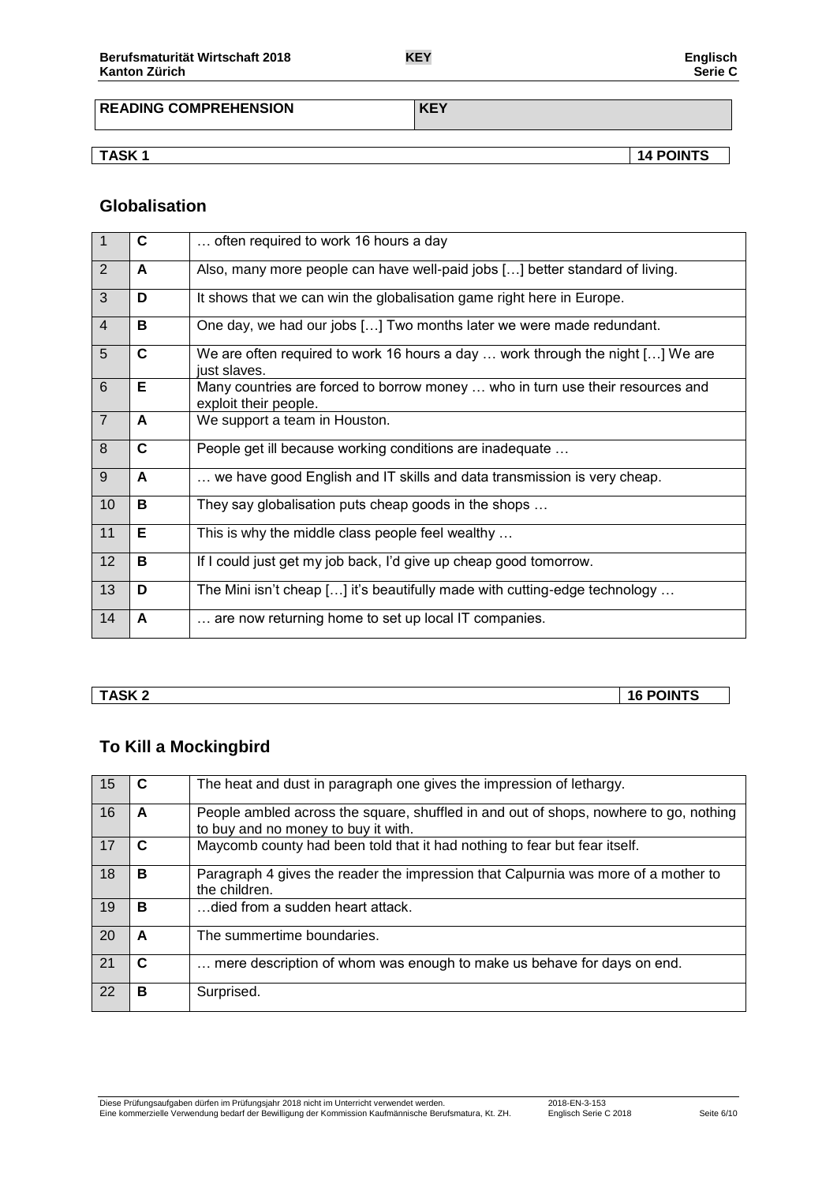| READING COMPREHENSION | KEY |
|---|---|

| TASK 1 | 14 POINTS |
|---|---|

## Globalisation

| | | |
|---|---|---|
| 1 | **C** | … often required to work 16 hours a day |
| 2 | **A** | Also, many more people can have well-paid jobs […] better standard of living. |
| 3 | **D** | It shows that we can win the globalisation game right here in Europe. |
| 4 | **B** | One day, we had our jobs […] Two months later we were made redundant. |
| 5 | **C** | We are often required to work 16 hours a day … work through the night […] We are just slaves. |
| 6 | **E** | Many countries are forced to borrow money … who in turn use their resources and exploit their people. |
| 7 | **A** | We support a team in Houston. |
| 8 | **C** | People get ill because working conditions are inadequate … |
| 9 | **A** | … we have good English and IT skills and data transmission is very cheap. |
| 10 | **B** | They say globalisation puts cheap goods in the shops … |
| 11 | **E** | This is why the middle class people feel wealthy … |
| 12 | **B** | If I could just get my job back, I'd give up cheap good tomorrow. |
| 13 | **D** | The Mini isn't cheap […] it's beautifully made with cutting-edge technology … |
| 14 | **A** | … are now returning home to set up local IT companies. |

| TASK 2 | 16 POINTS |
|---|---|

## To Kill a Mockingbird

| | | |
|---|---|---|
| 15 | **C** | The heat and dust in paragraph one gives the impression of lethargy. |
| 16 | **A** | People ambled across the square, shuffled in and out of shops, nowhere to go, nothing to buy and no money to buy it with. |
| 17 | **C** | Maycomb county had been told that it had nothing to fear but fear itself. |
| 18 | **B** | Paragraph 4 gives the reader the impression that Calpurnia was more of a mother to the children. |
| 19 | **B** | …died from a sudden heart attack. |
| 20 | **A** | The summertime boundaries. |
| 21 | **C** | … mere description of whom was enough to make us behave for days on end. |
| 22 | **B** | Surprised. |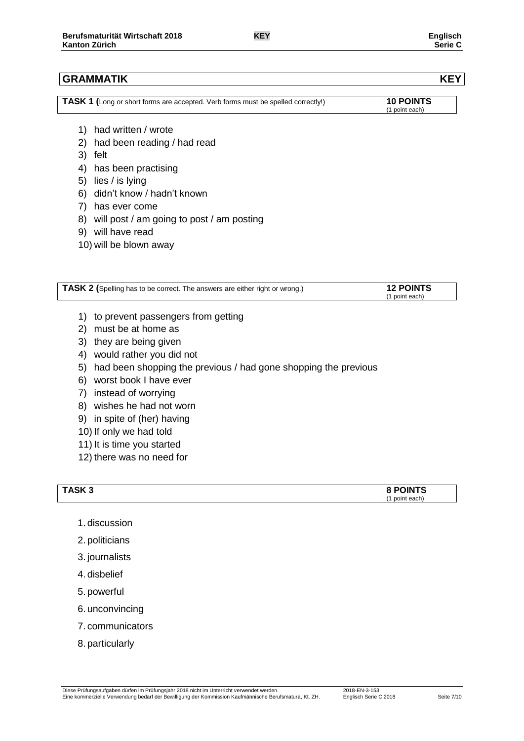## GRAMMATIK — KEY

| TASK 1 (Long or short forms are accepted. Verb forms must be spelled correctly!) | 10 POINTS (1 point each) |
|---|---|

1) had written / wrote
2) had been reading / had read
3) felt
4) has been practising
5) lies / is lying
6) didn't know / hadn't known
7) has ever come
8) will post / am going to post / am posting
9) will have read
10) will be blown away

| TASK 2 (Spelling has to be correct. The answers are either right or wrong.) | 12 POINTS (1 point each) |
|---|---|

1) to prevent passengers from getting
2) must be at home as
3) they are being given
4) would rather you did not
5) had been shopping the previous / had gone shopping the previous
6) worst book I have ever
7) instead of worrying
8) wishes he had not worn
9) in spite of (her) having
10) If only we had told
11) It is time you started
12) there was no need for

| TASK 3 | 8 POINTS (1 point each) |
|---|---|

1. discussion
2. politicians
3. journalists
4. disbelief
5. powerful
6. unconvincing
7. communicators
8. particularly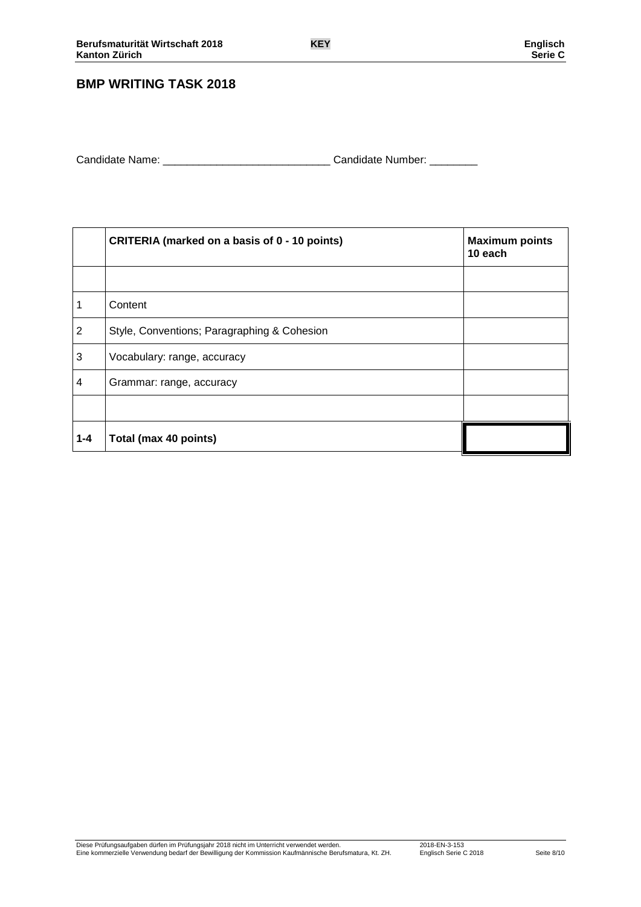## BMP WRITING TASK 2018

Candidate Name: ____________________________ Candidate Number: ________

| | CRITERIA (marked on a basis of 0 - 10 points) | Maximum points 10 each |
|---|---|---|
| | | |
| 1 | Content | |
| 2 | Style, Conventions; Paragraphing & Cohesion | |
| 3 | Vocabulary: range, accuracy | |
| 4 | Grammar: range, accuracy | |
| | | |
| **1-4** | **Total (max 40 points)** | |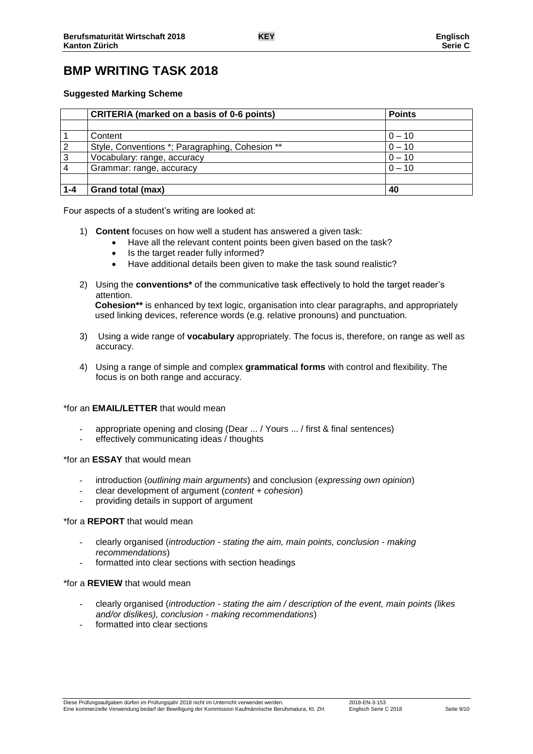# BMP WRITING TASK 2018

**Suggested Marking Scheme**

| | CRITERIA (marked on a basis of 0-6 points) | Points |
|---|---|---|
| | | |
| 1 | Content | 0 – 10 |
| 2 | Style, Conventions *; Paragraphing, Cohesion ** | 0 – 10 |
| 3 | Vocabulary: range, accuracy | 0 – 10 |
| 4 | Grammar: range, accuracy | 0 – 10 |
| | | |
| **1-4** | **Grand total (max)** | **40** |

Four aspects of a student's writing are looked at:

1) **Content** focuses on how well a student has answered a given task:
    - Have all the relevant content points been given based on the task?
    - Is the target reader fully informed?
    - Have additional details been given to make the task sound realistic?

2) Using the **conventions*** of the communicative task effectively to hold the target reader's attention.
   **Cohesion**** is enhanced by text logic, organisation into clear paragraphs, and appropriately used linking devices, reference words (e.g. relative pronouns) and punctuation.

3) Using a wide range of **vocabulary** appropriately. The focus is, therefore, on range as well as accuracy.

4) Using a range of simple and complex **grammatical forms** with control and flexibility. The focus is on both range and accuracy.

*for an **EMAIL/LETTER** that would mean

- appropriate opening and closing (Dear ... / Yours ... / first & final sentences)
- effectively communicating ideas / thoughts

*for an **ESSAY** that would mean

- introduction (*outlining main arguments*) and conclusion (*expressing own opinion*)
- clear development of argument (*content + cohesion*)
- providing details in support of argument

*for a **REPORT** that would mean

- clearly organised (*introduction - stating the aim, main points, conclusion - making recommendations*)
- formatted into clear sections with section headings

*for a **REVIEW** that would mean

- clearly organised (*introduction - stating the aim / description of the event, main points (likes and/or dislikes), conclusion - making recommendations*)
- formatted into clear sections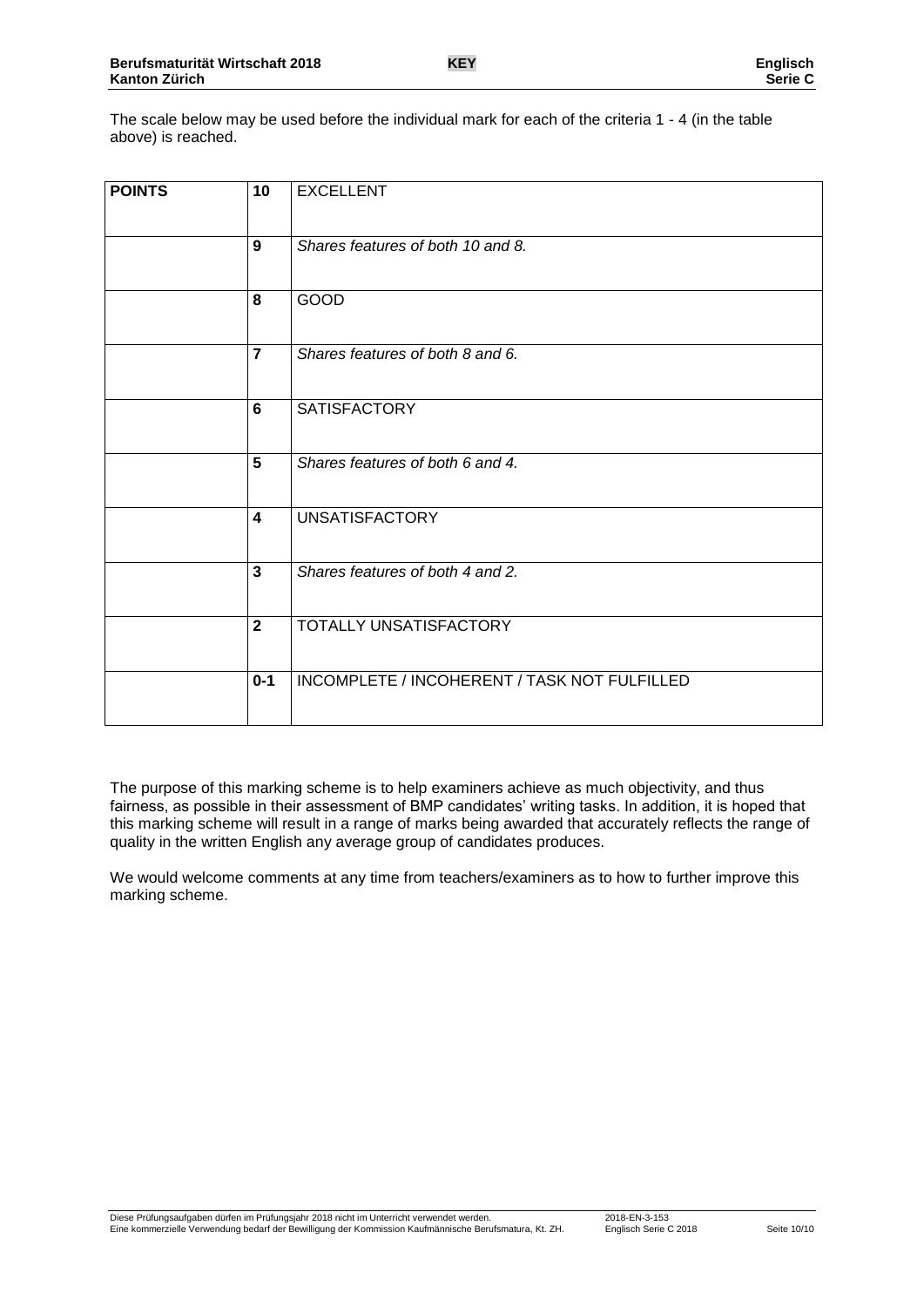The scale below may be used before the individual mark for each of the criteria 1 - 4 (in the table above) is reached.

| **POINTS** | **10** | EXCELLENT |
|---|---|---|
| | **9** | *Shares features of both 10 and 8.* |
| | **8** | GOOD |
| | **7** | *Shares features of both 8 and 6.* |
| | **6** | SATISFACTORY |
| | **5** | *Shares features of both 6 and 4.* |
| | **4** | UNSATISFACTORY |
| | **3** | *Shares features of both 4 and 2.* |
| | **2** | TOTALLY UNSATISFACTORY |
| | **0-1** | INCOMPLETE / INCOHERENT / TASK NOT FULFILLED |

The purpose of this marking scheme is to help examiners achieve as much objectivity, and thus fairness, as possible in their assessment of BMP candidates' writing tasks. In addition, it is hoped that this marking scheme will result in a range of marks being awarded that accurately reflects the range of quality in the written English any average group of candidates produces.

We would welcome comments at any time from teachers/examiners as to how to further improve this marking scheme.